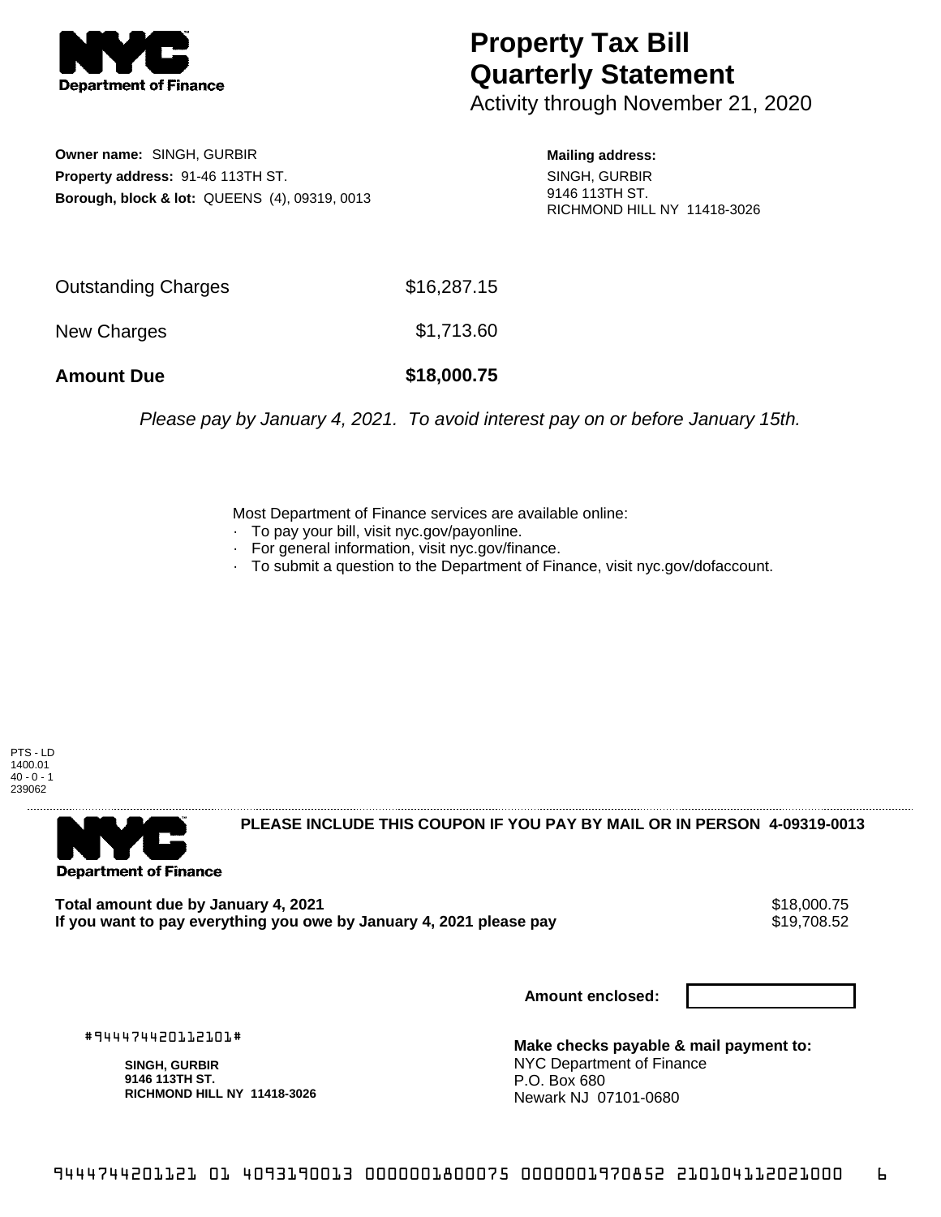# Property Tax Bill Quarterly Statement

Activity through November 21, 2020

**Owner name:** SINGH, GURBIR
**Property address:** 91-46 113TH ST.
**Borough, block & lot:** QUEENS (4), 09319, 0013

**Mailing address:**
SINGH, GURBIR
9146 113TH ST.
RICHMOND HILL NY 11418-3026

| | |
|---|---|
| Outstanding Charges | $16,287.15 |
| New Charges | $1,713.60 |
| **Amount Due** | **$18,000.75** |

*Please pay by January 4, 2021. To avoid interest pay on or before January 15th.*

Most Department of Finance services are available online:
- To pay your bill, visit nyc.gov/payonline.
- For general information, visit nyc.gov/finance.
- To submit a question to the Department of Finance, visit nyc.gov/dofaccount.

PTS - LD
1400.01
40 - 0 - 1
239062

**PLEASE INCLUDE THIS COUPON IF YOU PAY BY MAIL OR IN PERSON 4-09319-0013**

| | |
|---|---|
| **Total amount due by January 4, 2021** | $18,000.75 |
| **If you want to pay everything you owe by January 4, 2021 please pay** | $19,708.52 |

**Amount enclosed:**

#944474420112101#

**SINGH, GURBIR**
**9146 113TH ST.**
**RICHMOND HILL NY 11418-3026**

**Make checks payable & mail payment to:**
NYC Department of Finance
P.O. Box 680
Newark NJ 07101-0680

9444744201121 01 4093190013 0000001800075 0000001970852 210104112021000 6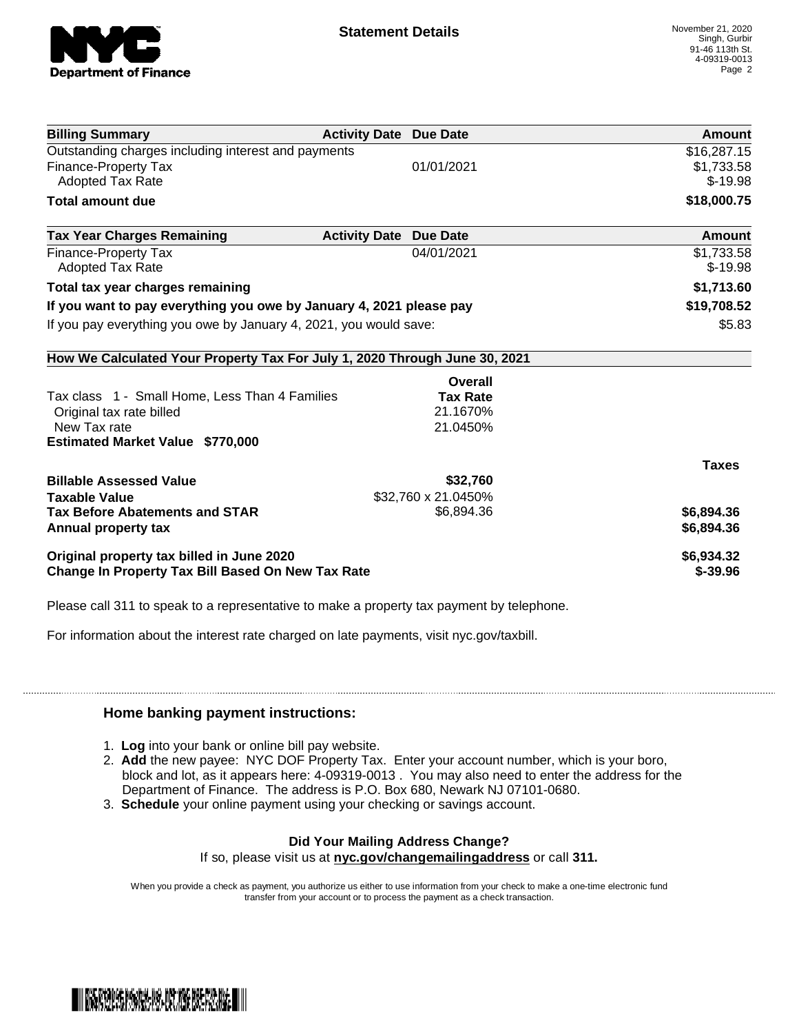**Statement Details**

November 21, 2020
Singh, Gurbir
91-46 113th St.
4-09319-0013

| Billing Summary | Activity Date | Due Date | Amount |
|---|---|---|---|
| Outstanding charges including interest and payments | | | $16,287.15 |
| Finance-Property Tax | | 01/01/2021 | $1,733.58 |
| Adopted Tax Rate | | | $-19.98 |
| **Total amount due** | | | **$18,000.75** |

| Tax Year Charges Remaining | Activity Date | Due Date | Amount |
|---|---|---|---|
| Finance-Property Tax | | 04/01/2021 | $1,733.58 |
| Adopted Tax Rate | | | $-19.98 |
| **Total tax year charges remaining** | | | **$1,713.60** |
| **If you want to pay everything you owe by January 4, 2021 please pay** | | | **$19,708.52** |
| If you pay everything you owe by January 4, 2021, you would save: | | | $5.83 |

**How We Calculated Your Property Tax For July 1, 2020 Through June 30, 2021**

| | Overall Tax Rate | |
|---|---|---|
| Tax class 1 - Small Home, Less Than 4 Families | | |
| Original tax rate billed | 21.1670% | |
| New Tax rate | 21.0450% | |
| **Estimated Market Value $770,000** | | |

| | | Taxes |
|---|---|---|
| **Billable Assessed Value** | $32,760 | |
| **Taxable Value** | $32,760 x 21.0450% | |
| **Tax Before Abatements and STAR** | $6,894.36 | $6,894.36 |
| **Annual property tax** | | $6,894.36 |
| **Original property tax billed in June 2020** | | $6,934.32 |
| **Change In Property Tax Bill Based On New Tax Rate** | | $-39.96 |

Please call 311 to speak to a representative to make a property tax payment by telephone.

For information about the interest rate charged on late payments, visit nyc.gov/taxbill.

## Home banking payment instructions:

1. **Log** into your bank or online bill pay website.
2. **Add** the new payee: NYC DOF Property Tax. Enter your account number, which is your boro, block and lot, as it appears here: 4-09319-0013 . You may also need to enter the address for the Department of Finance. The address is P.O. Box 680, Newark NJ 07101-0680.
3. **Schedule** your online payment using your checking or savings account.

**Did Your Mailing Address Change?**

If so, please visit us at **nyc.gov/changemailingaddress** or call **311.**

When you provide a check as payment, you authorize us either to use information from your check to make a one-time electronic fund transfer from your account or to process the payment as a check transaction.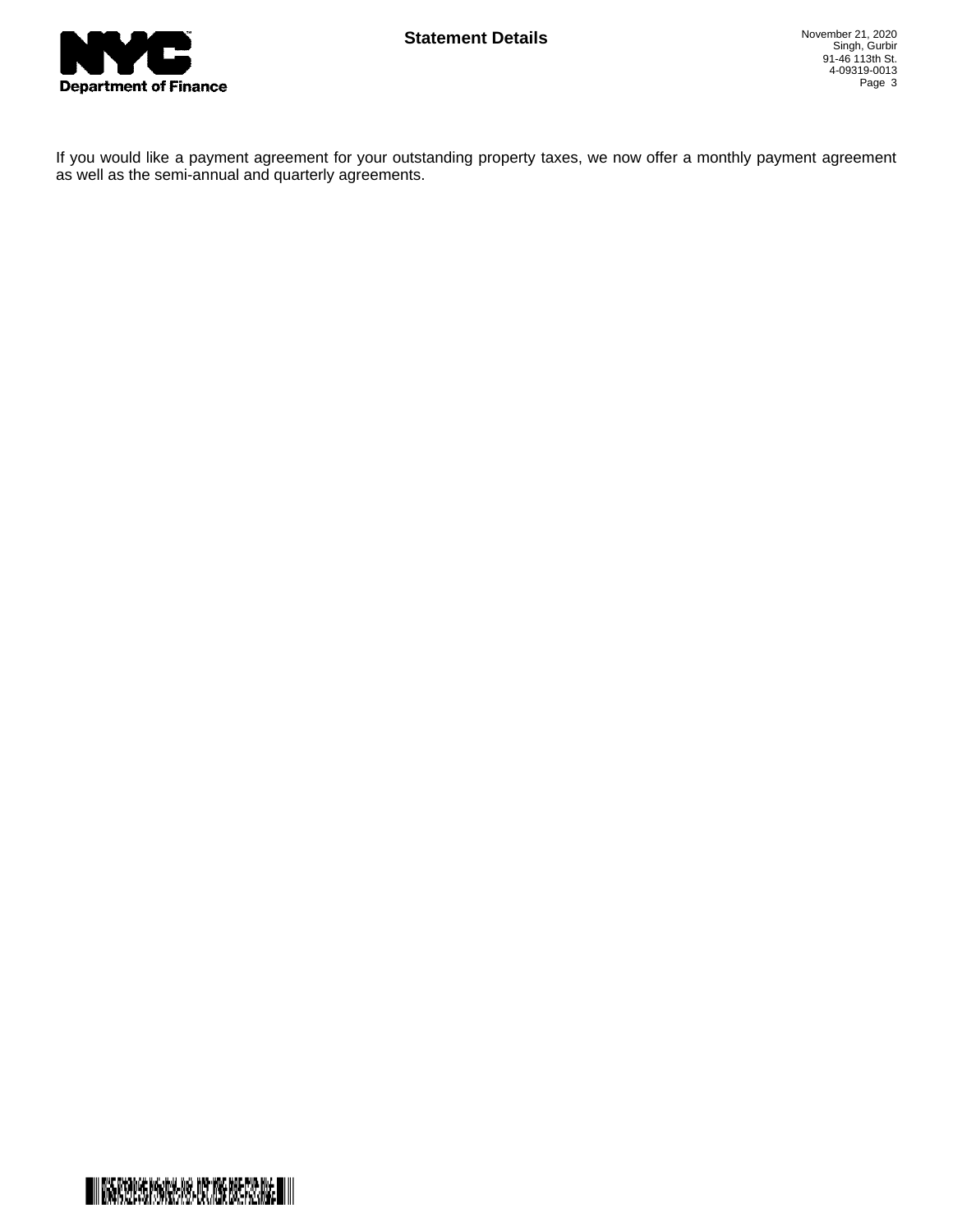If you would like a payment agreement for your outstanding property taxes, we now offer a monthly payment agreement as well as the semi-annual and quarterly agreements.